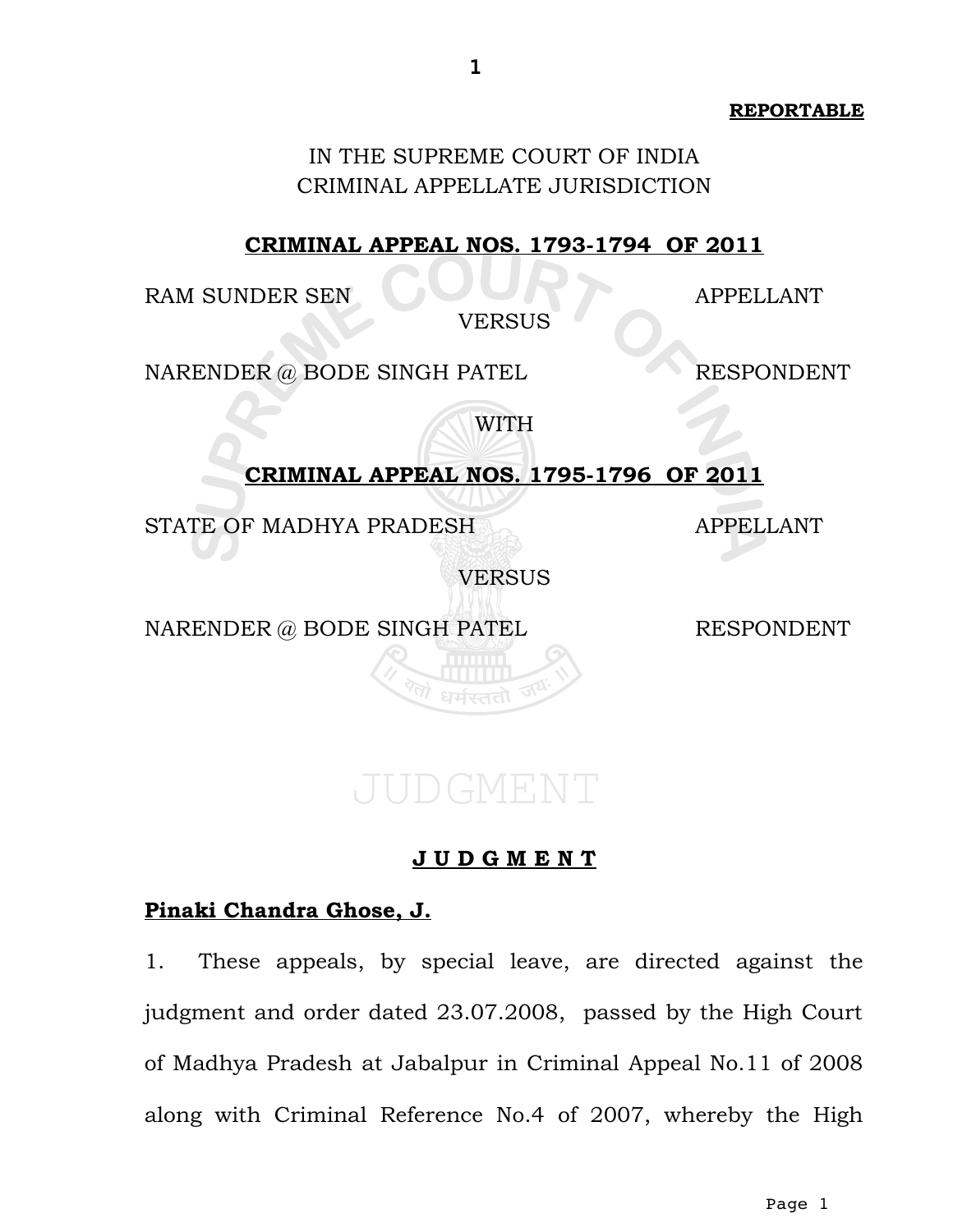**REPORTABLE**

IN THE SUPREME COURT OF INDIA
CRIMINAL APPELLATE JURISDICTION

**CRIMINAL APPEAL NOS. 1793-1794 OF 2011**

RAM SUNDER SEN — APPELLANT

VERSUS

NARENDER @ BODE SINGH PATEL — RESPONDENT

WITH

**CRIMINAL APPEAL NOS. 1795-1796 OF 2011**

STATE OF MADHYA PRADESH — APPELLANT

VERSUS

NARENDER @ BODE SINGH PATEL — RESPONDENT

**J U D G M E N T**

**Pinaki Chandra Ghose, J.**

1. These appeals, by special leave, are directed against the judgment and order dated 23.07.2008, passed by the High Court of Madhya Pradesh at Jabalpur in Criminal Appeal No.11 of 2008 along with Criminal Reference No.4 of 2007, whereby the High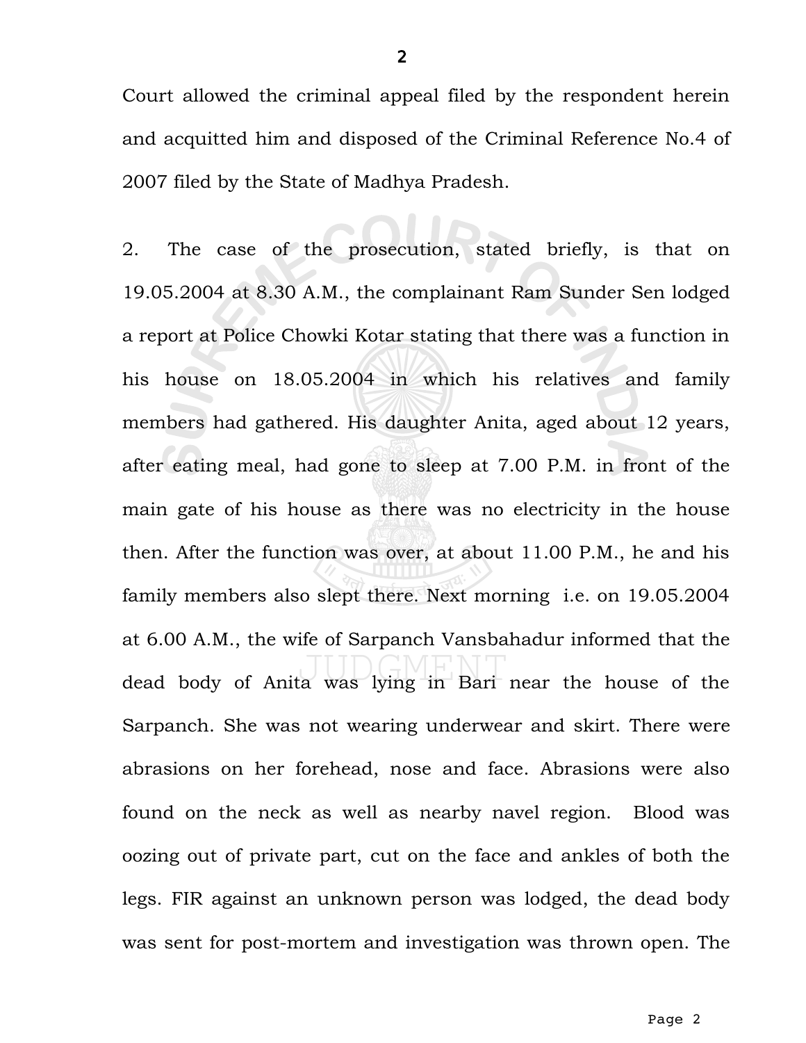Court allowed the criminal appeal filed by the respondent herein and acquitted him and disposed of the Criminal Reference No.4 of 2007 filed by the State of Madhya Pradesh.

2. The case of the prosecution, stated briefly, is that on 19.05.2004 at 8.30 A.M., the complainant Ram Sunder Sen lodged a report at Police Chowki Kotar stating that there was a function in his house on 18.05.2004 in which his relatives and family members had gathered. His daughter Anita, aged about 12 years, after eating meal, had gone to sleep at 7.00 P.M. in front of the main gate of his house as there was no electricity in the house then. After the function was over, at about 11.00 P.M., he and his family members also slept there. Next morning i.e. on 19.05.2004 at 6.00 A.M., the wife of Sarpanch Vansbahadur informed that the dead body of Anita was lying in Bari near the house of the Sarpanch. She was not wearing underwear and skirt. There were abrasions on her forehead, nose and face. Abrasions were also found on the neck as well as nearby navel region. Blood was oozing out of private part, cut on the face and ankles of both the legs. FIR against an unknown person was lodged, the dead body was sent for post-mortem and investigation was thrown open. The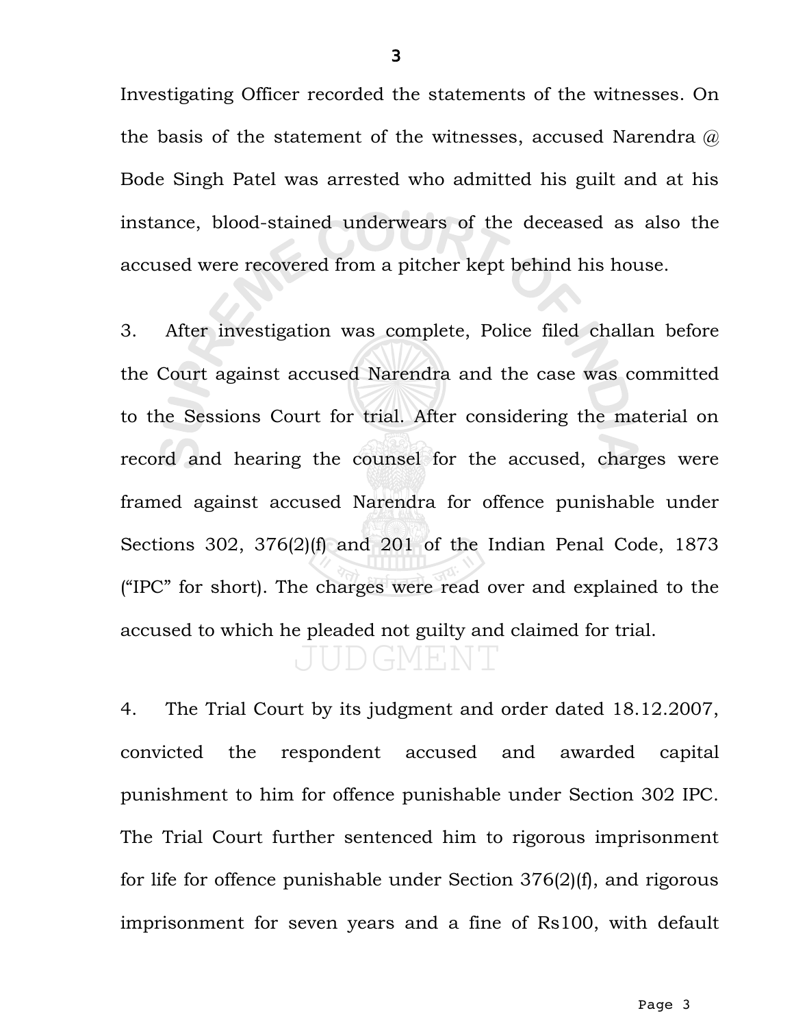Investigating Officer recorded the statements of the witnesses. On the basis of the statement of the witnesses, accused Narendra @ Bode Singh Patel was arrested who admitted his guilt and at his instance, blood-stained underwears of the deceased as also the accused were recovered from a pitcher kept behind his house.

3. After investigation was complete, Police filed challan before the Court against accused Narendra and the case was committed to the Sessions Court for trial. After considering the material on record and hearing the counsel for the accused, charges were framed against accused Narendra for offence punishable under Sections 302, 376(2)(f) and 201 of the Indian Penal Code, 1873 ("IPC" for short). The charges were read over and explained to the accused to which he pleaded not guilty and claimed for trial.

4. The Trial Court by its judgment and order dated 18.12.2007, convicted the respondent accused and awarded capital punishment to him for offence punishable under Section 302 IPC. The Trial Court further sentenced him to rigorous imprisonment for life for offence punishable under Section 376(2)(f), and rigorous imprisonment for seven years and a fine of Rs100, with default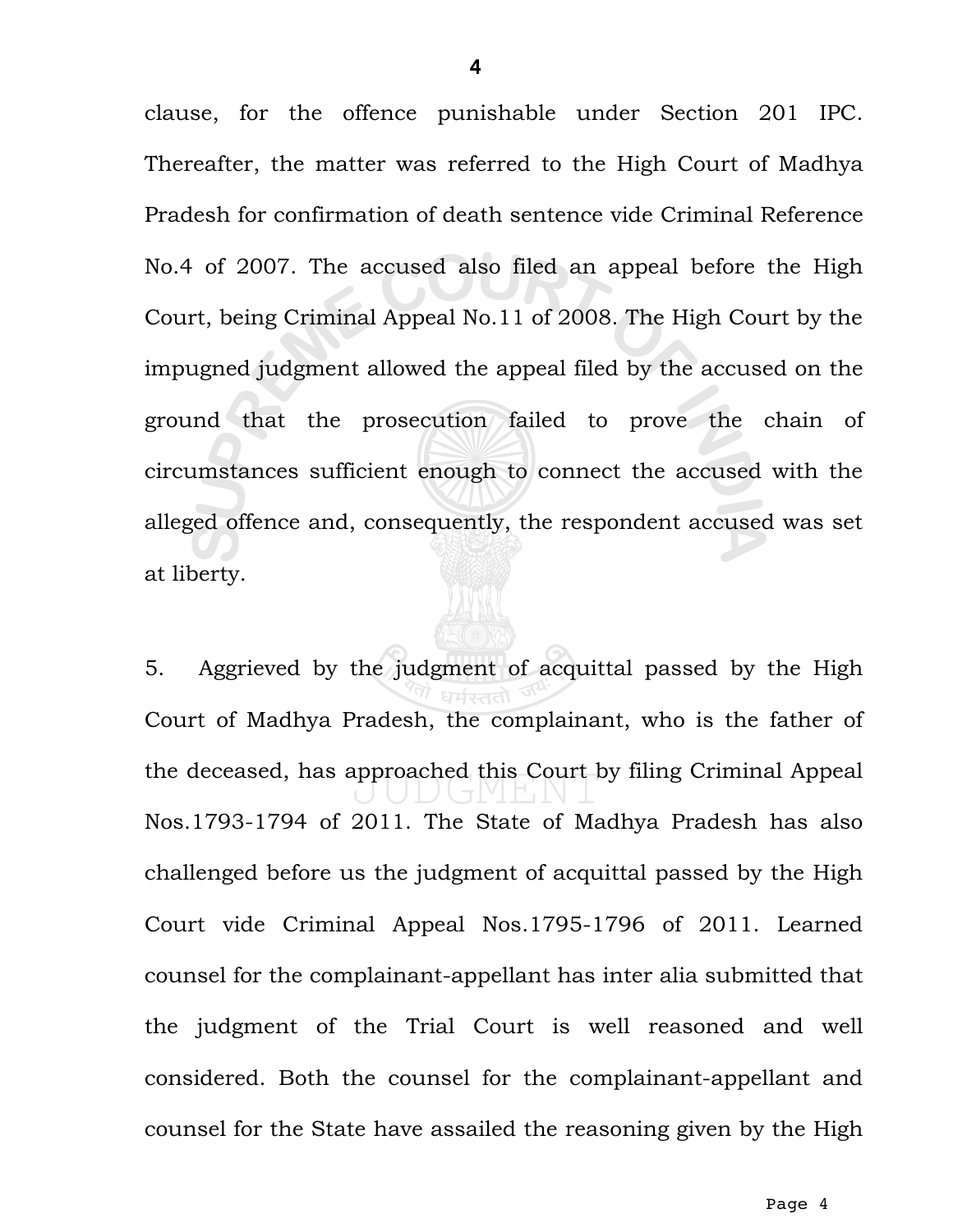clause, for the offence punishable under Section 201 IPC. Thereafter, the matter was referred to the High Court of Madhya Pradesh for confirmation of death sentence vide Criminal Reference No.4 of 2007. The accused also filed an appeal before the High Court, being Criminal Appeal No.11 of 2008. The High Court by the impugned judgment allowed the appeal filed by the accused on the ground that the prosecution failed to prove the chain of circumstances sufficient enough to connect the accused with the alleged offence and, consequently, the respondent accused was set at liberty.

5. Aggrieved by the judgment of acquittal passed by the High Court of Madhya Pradesh, the complainant, who is the father of the deceased, has approached this Court by filing Criminal Appeal Nos.1793-1794 of 2011. The State of Madhya Pradesh has also challenged before us the judgment of acquittal passed by the High Court vide Criminal Appeal Nos.1795-1796 of 2011. Learned counsel for the complainant-appellant has inter alia submitted that the judgment of the Trial Court is well reasoned and well considered. Both the counsel for the complainant-appellant and counsel for the State have assailed the reasoning given by the High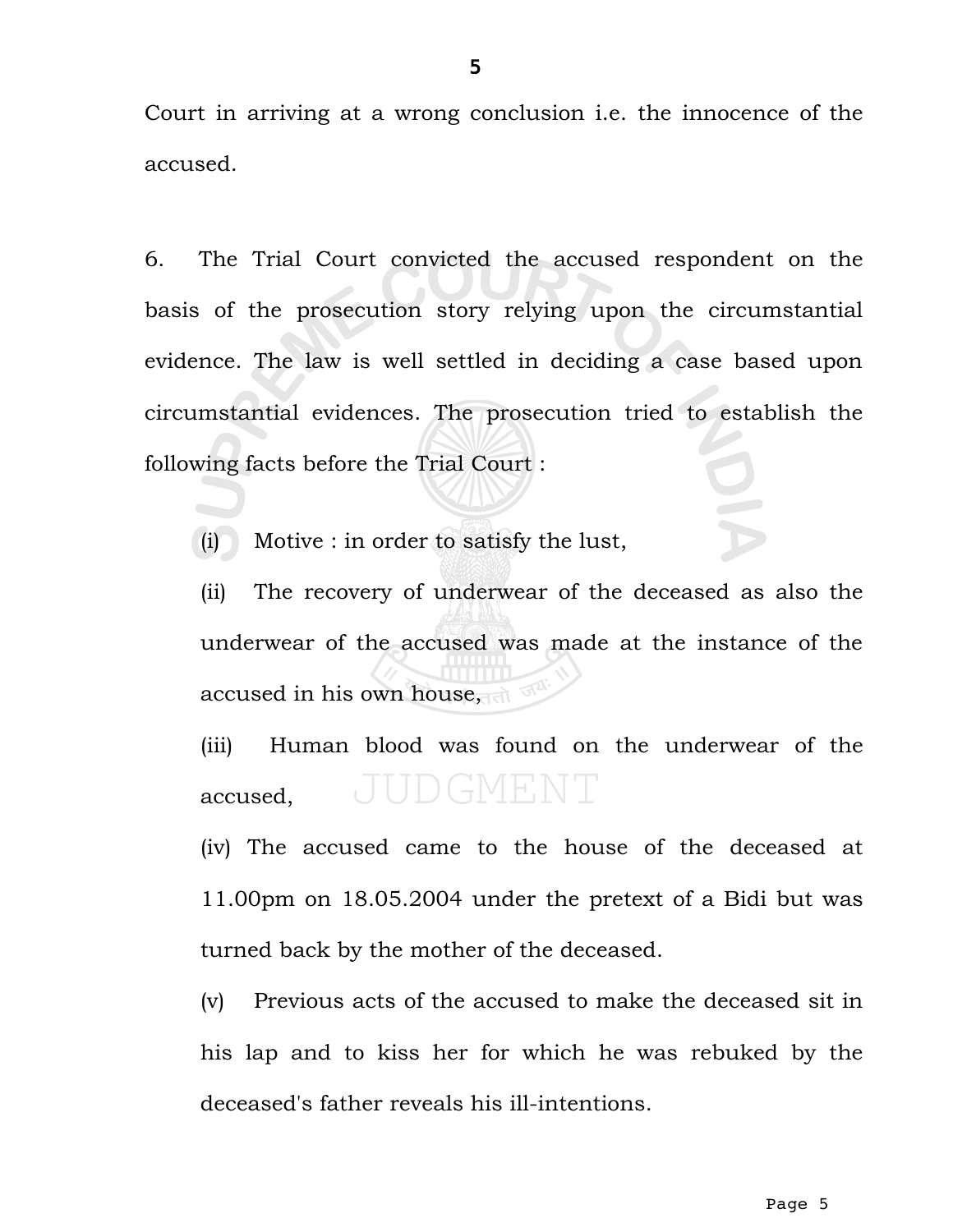Court in arriving at a wrong conclusion i.e. the innocence of the accused.

6. The Trial Court convicted the accused respondent on the basis of the prosecution story relying upon the circumstantial evidence. The law is well settled in deciding a case based upon circumstantial evidences. The prosecution tried to establish the following facts before the Trial Court :

(i) Motive : in order to satisfy the lust,

(ii) The recovery of underwear of the deceased as also the underwear of the accused was made at the instance of the accused in his own house,

(iii) Human blood was found on the underwear of the accused,

(iv) The accused came to the house of the deceased at 11.00pm on 18.05.2004 under the pretext of a Bidi but was turned back by the mother of the deceased.

(v) Previous acts of the accused to make the deceased sit in his lap and to kiss her for which he was rebuked by the deceased's father reveals his ill-intentions.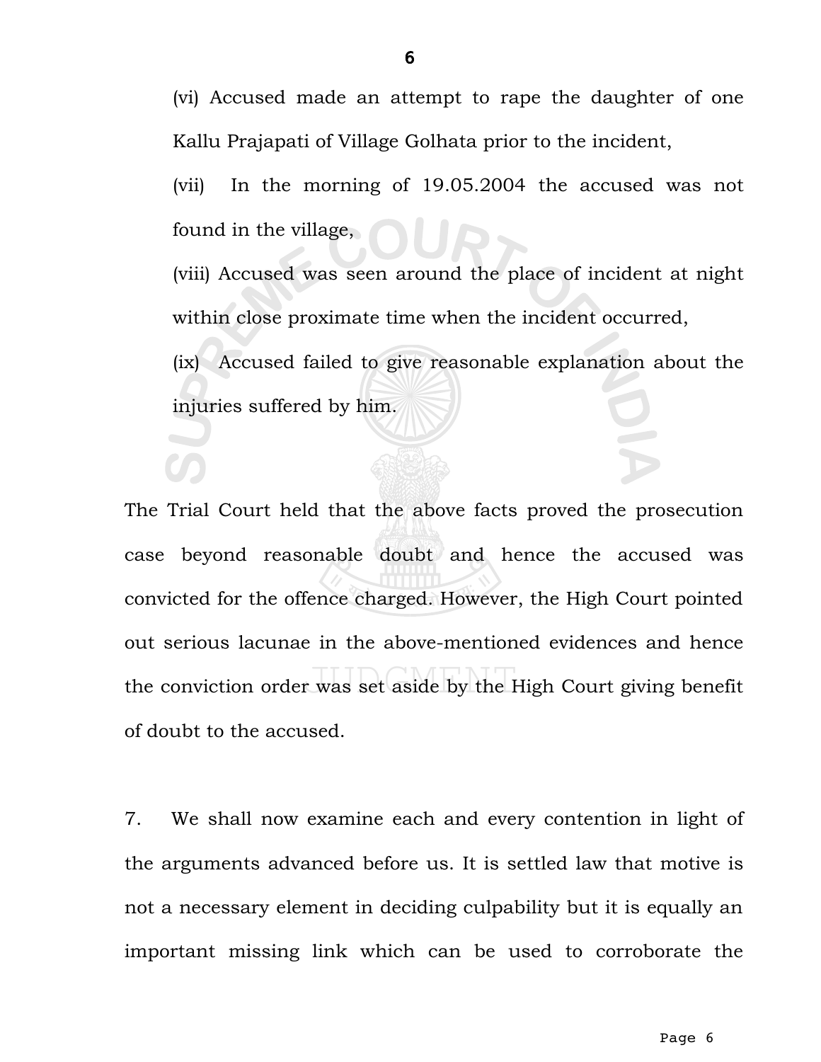(vi) Accused made an attempt to rape the daughter of one Kallu Prajapati of Village Golhata prior to the incident,

(vii) In the morning of 19.05.2004 the accused was not found in the village,

(viii) Accused was seen around the place of incident at night within close proximate time when the incident occurred,

(ix) Accused failed to give reasonable explanation about the injuries suffered by him.

The Trial Court held that the above facts proved the prosecution case beyond reasonable doubt and hence the accused was convicted for the offence charged. However, the High Court pointed out serious lacunae in the above-mentioned evidences and hence the conviction order was set aside by the High Court giving benefit of doubt to the accused.

7. We shall now examine each and every contention in light of the arguments advanced before us. It is settled law that motive is not a necessary element in deciding culpability but it is equally an important missing link which can be used to corroborate the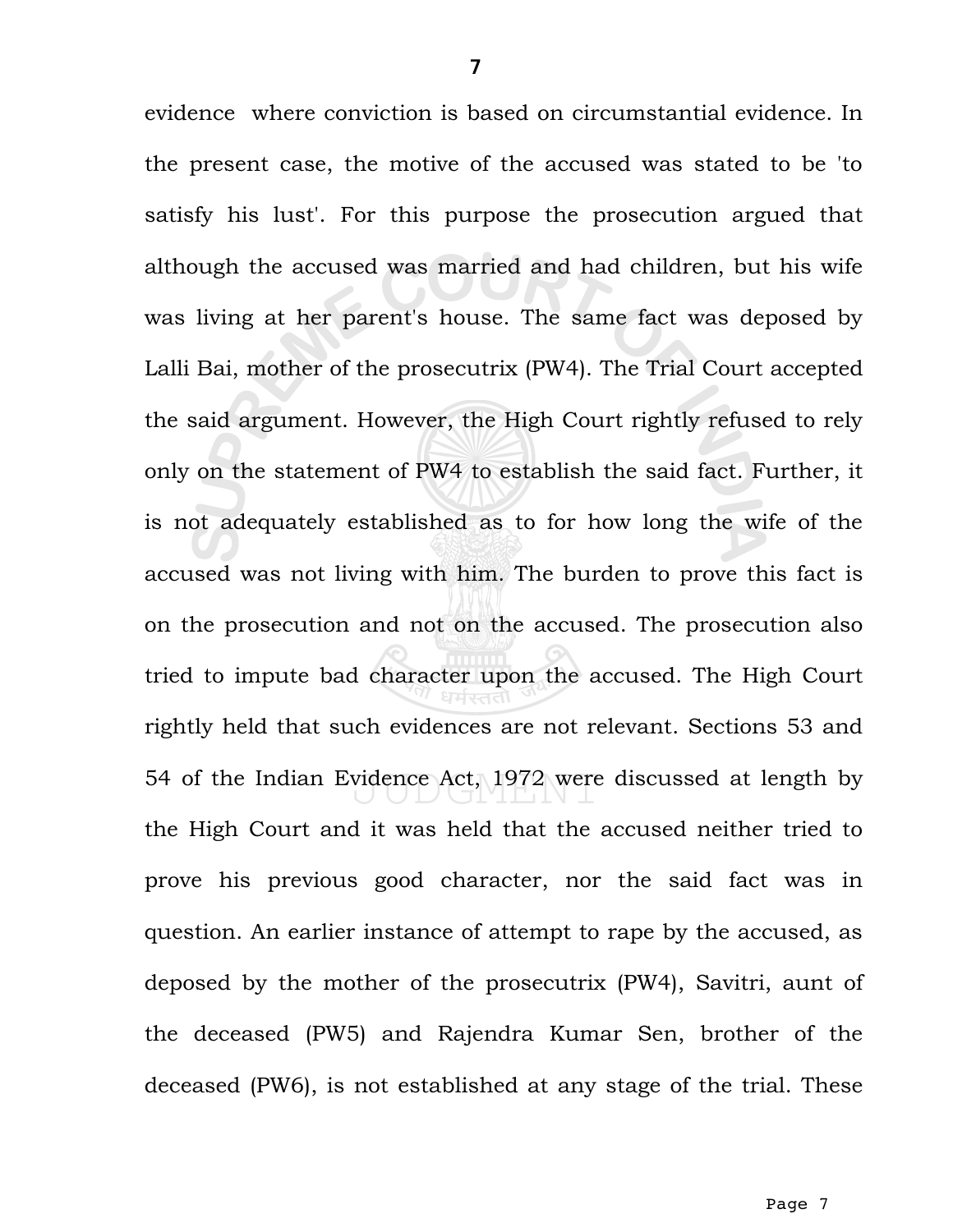evidence where conviction is based on circumstantial evidence. In the present case, the motive of the accused was stated to be 'to satisfy his lust'. For this purpose the prosecution argued that although the accused was married and had children, but his wife was living at her parent's house. The same fact was deposed by Lalli Bai, mother of the prosecutrix (PW4). The Trial Court accepted the said argument. However, the High Court rightly refused to rely only on the statement of PW4 to establish the said fact. Further, it is not adequately established as to for how long the wife of the accused was not living with him. The burden to prove this fact is on the prosecution and not on the accused. The prosecution also tried to impute bad character upon the accused. The High Court rightly held that such evidences are not relevant. Sections 53 and 54 of the Indian Evidence Act, 1972 were discussed at length by the High Court and it was held that the accused neither tried to prove his previous good character, nor the said fact was in question. An earlier instance of attempt to rape by the accused, as deposed by the mother of the prosecutrix (PW4), Savitri, aunt of the deceased (PW5) and Rajendra Kumar Sen, brother of the deceased (PW6), is not established at any stage of the trial. These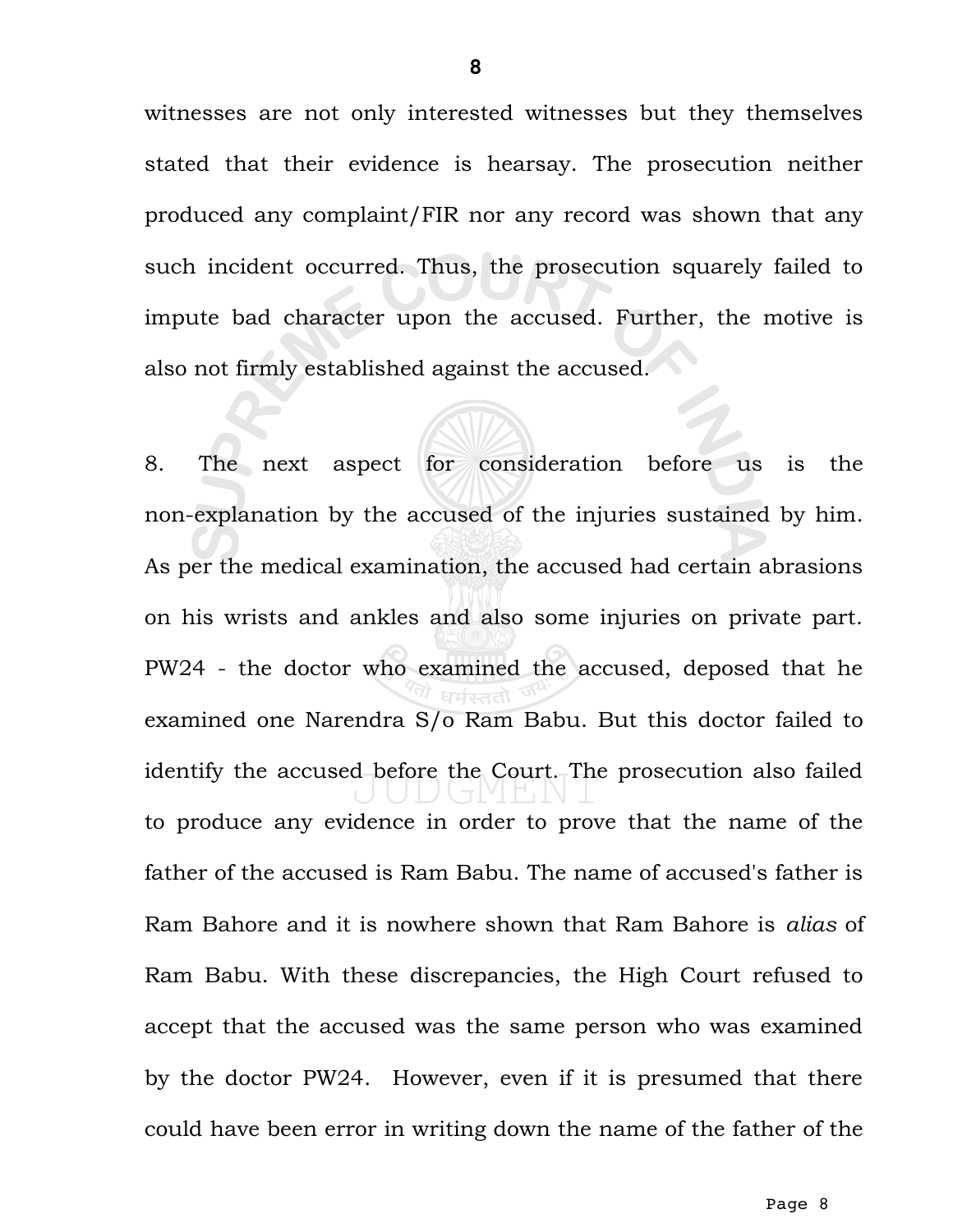witnesses are not only interested witnesses but they themselves stated that their evidence is hearsay. The prosecution neither produced any complaint/FIR nor any record was shown that any such incident occurred. Thus, the prosecution squarely failed to impute bad character upon the accused. Further, the motive is also not firmly established against the accused.

8. The next aspect for consideration before us is the non-explanation by the accused of the injuries sustained by him. As per the medical examination, the accused had certain abrasions on his wrists and ankles and also some injuries on private part. PW24 - the doctor who examined the accused, deposed that he examined one Narendra S/o Ram Babu. But this doctor failed to identify the accused before the Court. The prosecution also failed to produce any evidence in order to prove that the name of the father of the accused is Ram Babu. The name of accused's father is Ram Bahore and it is nowhere shown that Ram Bahore is *alias* of Ram Babu. With these discrepancies, the High Court refused to accept that the accused was the same person who was examined by the doctor PW24. However, even if it is presumed that there could have been error in writing down the name of the father of the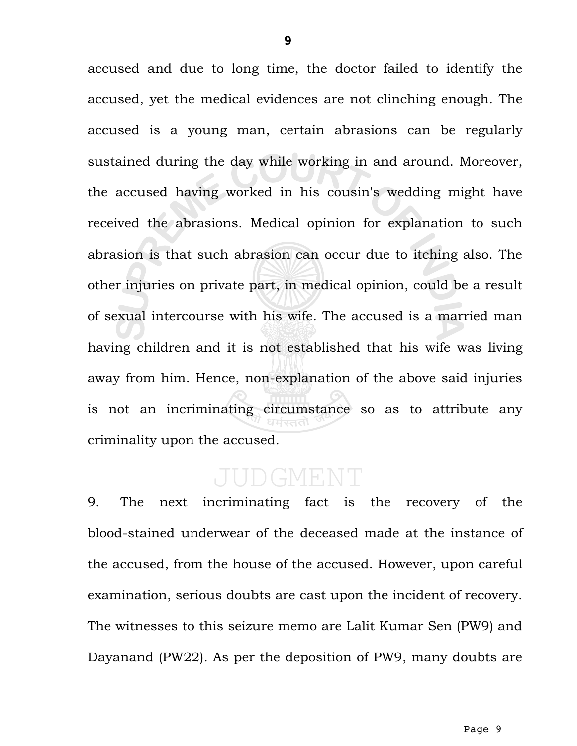accused and due to long time, the doctor failed to identify the accused, yet the medical evidences are not clinching enough. The accused is a young man, certain abrasions can be regularly sustained during the day while working in and around. Moreover, the accused having worked in his cousin's wedding might have received the abrasions. Medical opinion for explanation to such abrasion is that such abrasion can occur due to itching also. The other injuries on private part, in medical opinion, could be a result of sexual intercourse with his wife. The accused is a married man having children and it is not established that his wife was living away from him. Hence, non-explanation of the above said injuries is not an incriminating circumstance so as to attribute any criminality upon the accused.

9. The next incriminating fact is the recovery of the blood-stained underwear of the deceased made at the instance of the accused, from the house of the accused. However, upon careful examination, serious doubts are cast upon the incident of recovery. The witnesses to this seizure memo are Lalit Kumar Sen (PW9) and Dayanand (PW22). As per the deposition of PW9, many doubts are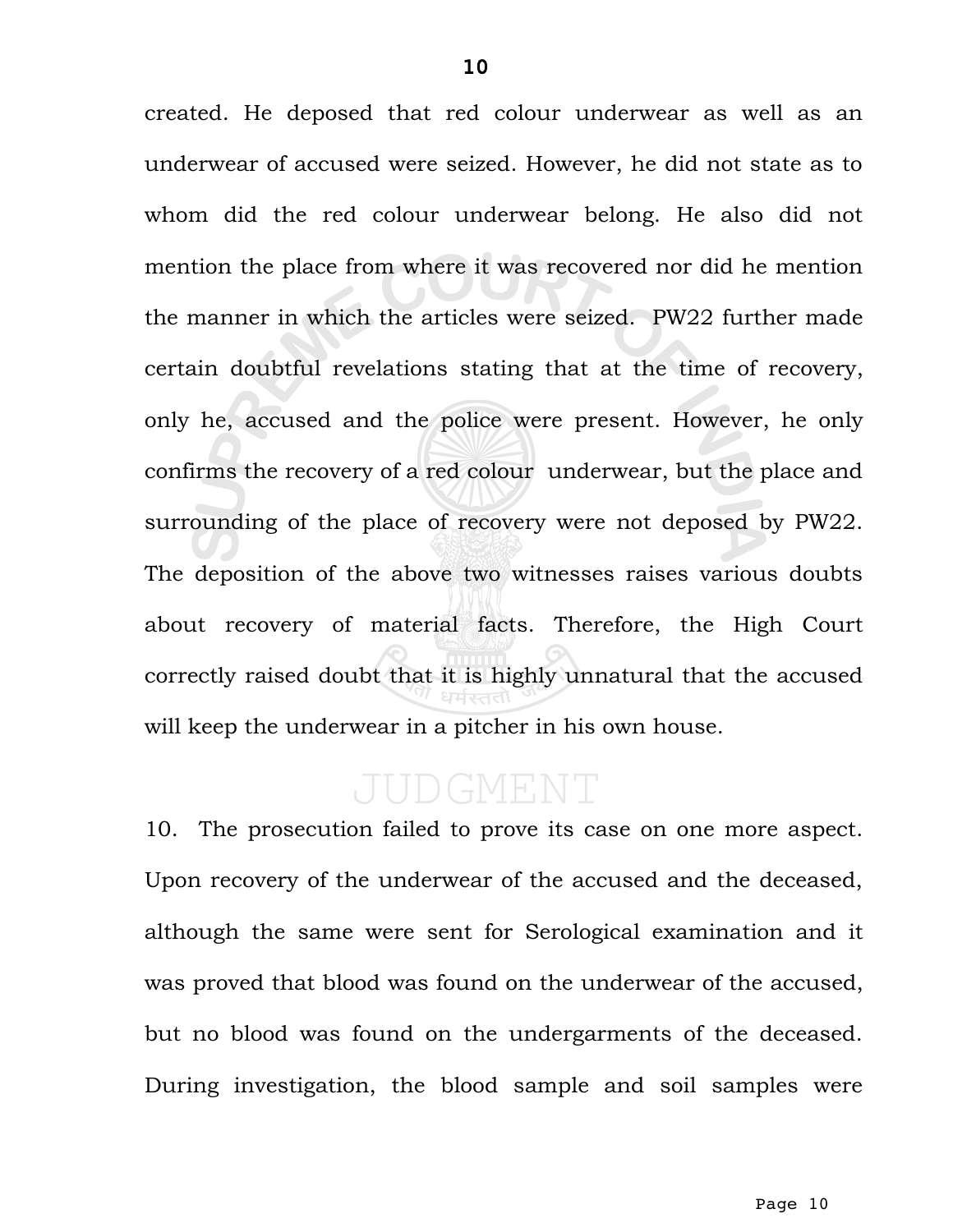created. He deposed that red colour underwear as well as an underwear of accused were seized. However, he did not state as to whom did the red colour underwear belong. He also did not mention the place from where it was recovered nor did he mention the manner in which the articles were seized. PW22 further made certain doubtful revelations stating that at the time of recovery, only he, accused and the police were present. However, he only confirms the recovery of a red colour underwear, but the place and surrounding of the place of recovery were not deposed by PW22. The deposition of the above two witnesses raises various doubts about recovery of material facts. Therefore, the High Court correctly raised doubt that it is highly unnatural that the accused will keep the underwear in a pitcher in his own house.

10. The prosecution failed to prove its case on one more aspect. Upon recovery of the underwear of the accused and the deceased, although the same were sent for Serological examination and it was proved that blood was found on the underwear of the accused, but no blood was found on the undergarments of the deceased. During investigation, the blood sample and soil samples were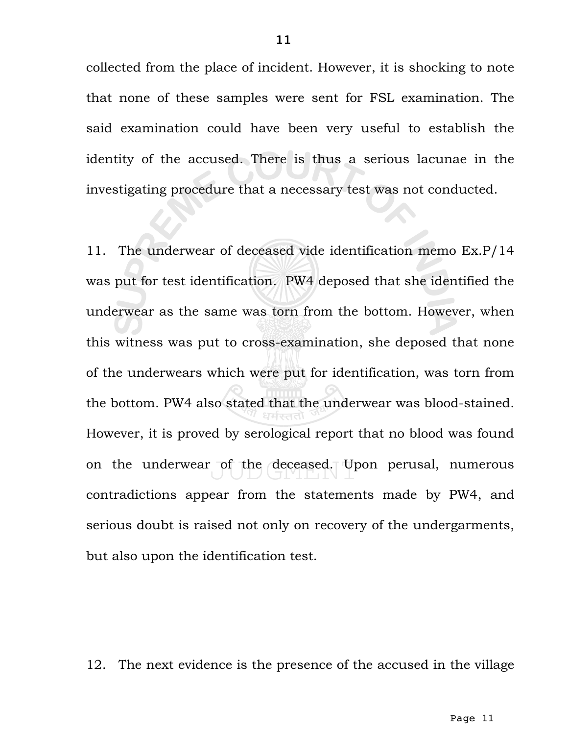collected from the place of incident. However, it is shocking to note that none of these samples were sent for FSL examination. The said examination could have been very useful to establish the identity of the accused. There is thus a serious lacunae in the investigating procedure that a necessary test was not conducted.

11. The underwear of deceased vide identification memo Ex.P/14 was put for test identification. PW4 deposed that she identified the underwear as the same was torn from the bottom. However, when this witness was put to cross-examination, she deposed that none of the underwears which were put for identification, was torn from the bottom. PW4 also stated that the underwear was blood-stained. However, it is proved by serological report that no blood was found on the underwear of the deceased. Upon perusal, numerous contradictions appear from the statements made by PW4, and serious doubt is raised not only on recovery of the undergarments, but also upon the identification test.

12. The next evidence is the presence of the accused in the village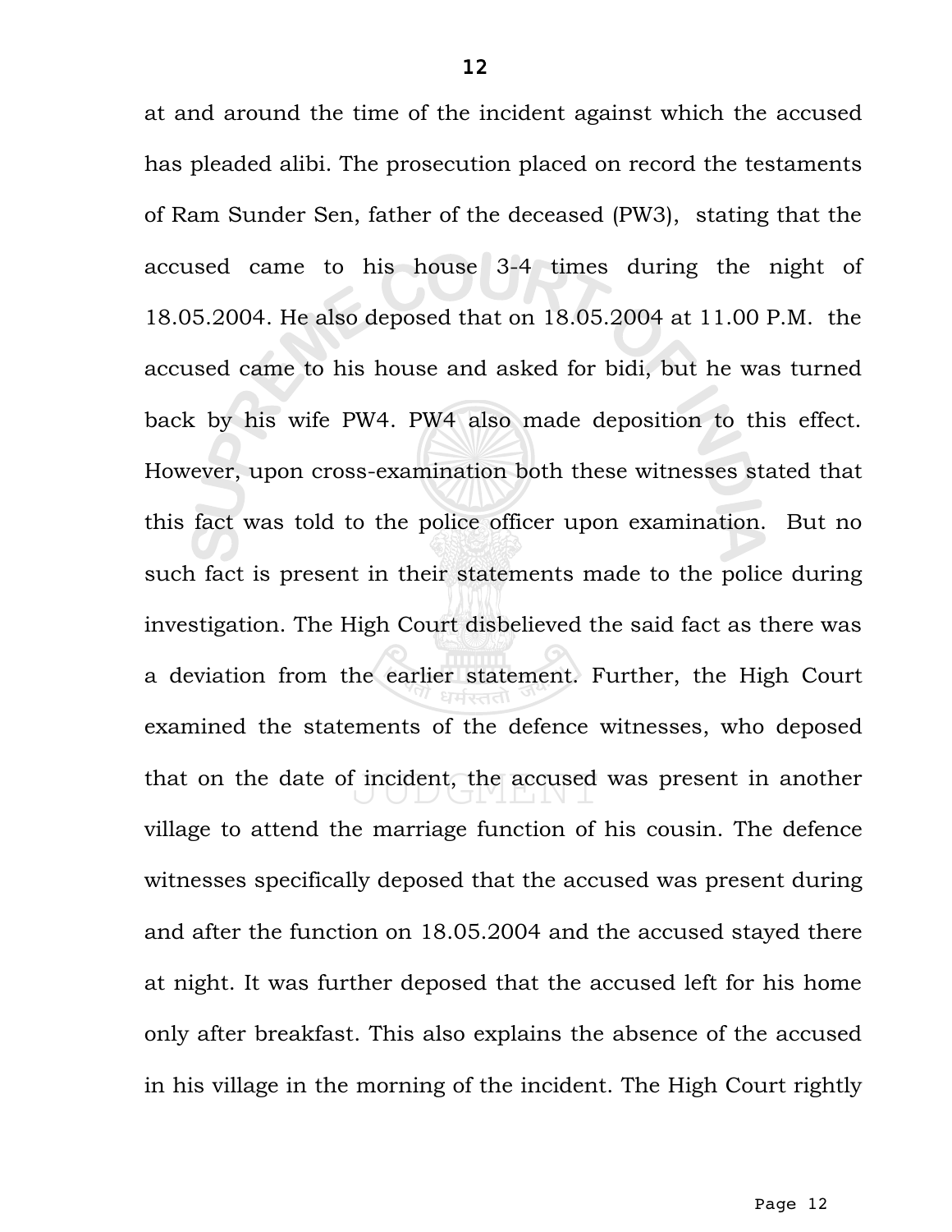at and around the time of the incident against which the accused has pleaded alibi. The prosecution placed on record the testaments of Ram Sunder Sen, father of the deceased (PW3), stating that the accused came to his house 3-4 times during the night of 18.05.2004. He also deposed that on 18.05.2004 at 11.00 P.M. the accused came to his house and asked for bidi, but he was turned back by his wife PW4. PW4 also made deposition to this effect. However, upon cross-examination both these witnesses stated that this fact was told to the police officer upon examination. But no such fact is present in their statements made to the police during investigation. The High Court disbelieved the said fact as there was a deviation from the earlier statement. Further, the High Court examined the statements of the defence witnesses, who deposed that on the date of incident, the accused was present in another village to attend the marriage function of his cousin. The defence witnesses specifically deposed that the accused was present during and after the function on 18.05.2004 and the accused stayed there at night. It was further deposed that the accused left for his home only after breakfast. This also explains the absence of the accused in his village in the morning of the incident. The High Court rightly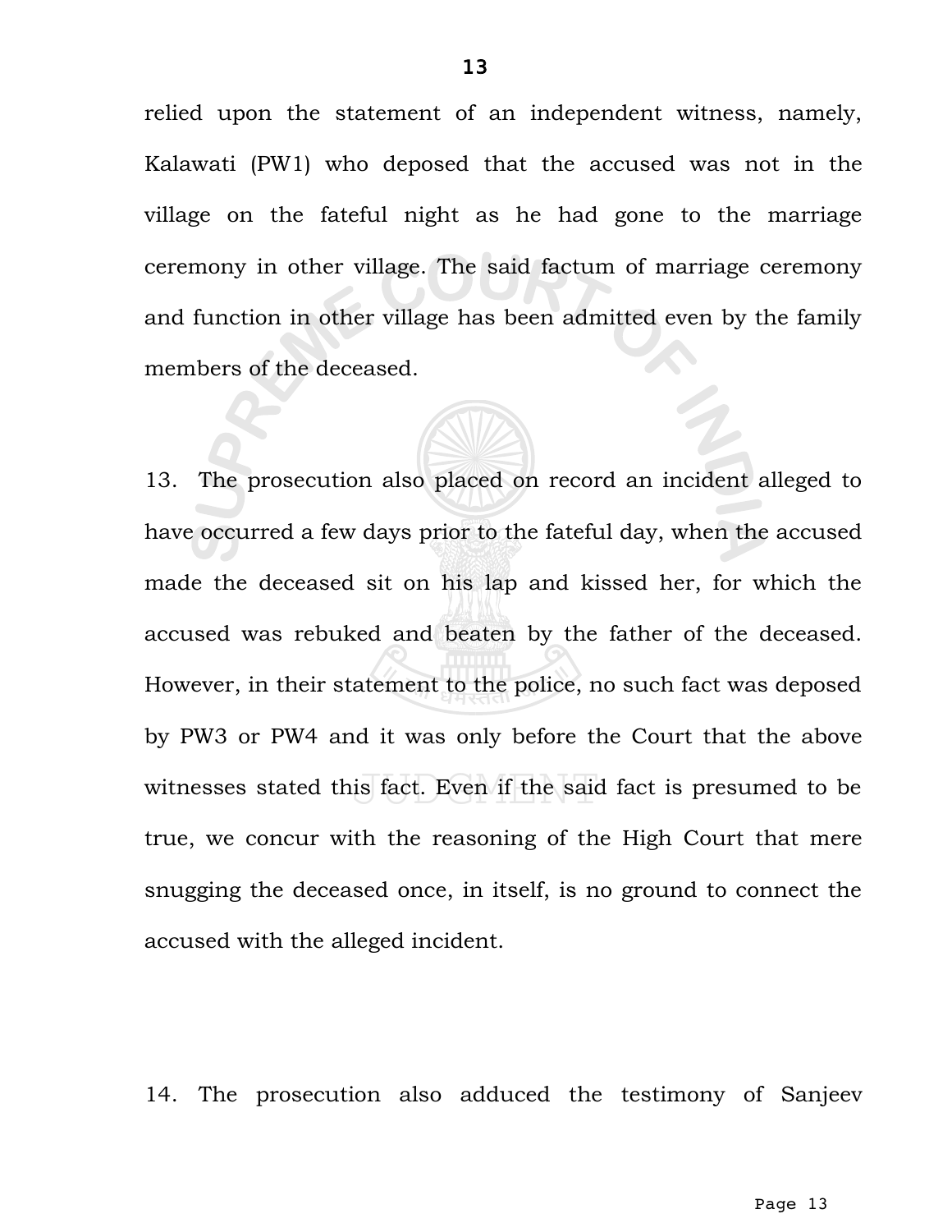relied upon the statement of an independent witness, namely, Kalawati (PW1) who deposed that the accused was not in the village on the fateful night as he had gone to the marriage ceremony in other village. The said factum of marriage ceremony and function in other village has been admitted even by the family members of the deceased.

13. The prosecution also placed on record an incident alleged to have occurred a few days prior to the fateful day, when the accused made the deceased sit on his lap and kissed her, for which the accused was rebuked and beaten by the father of the deceased. However, in their statement to the police, no such fact was deposed by PW3 or PW4 and it was only before the Court that the above witnesses stated this fact. Even if the said fact is presumed to be true, we concur with the reasoning of the High Court that mere snugging the deceased once, in itself, is no ground to connect the accused with the alleged incident.

14. The prosecution also adduced the testimony of Sanjeev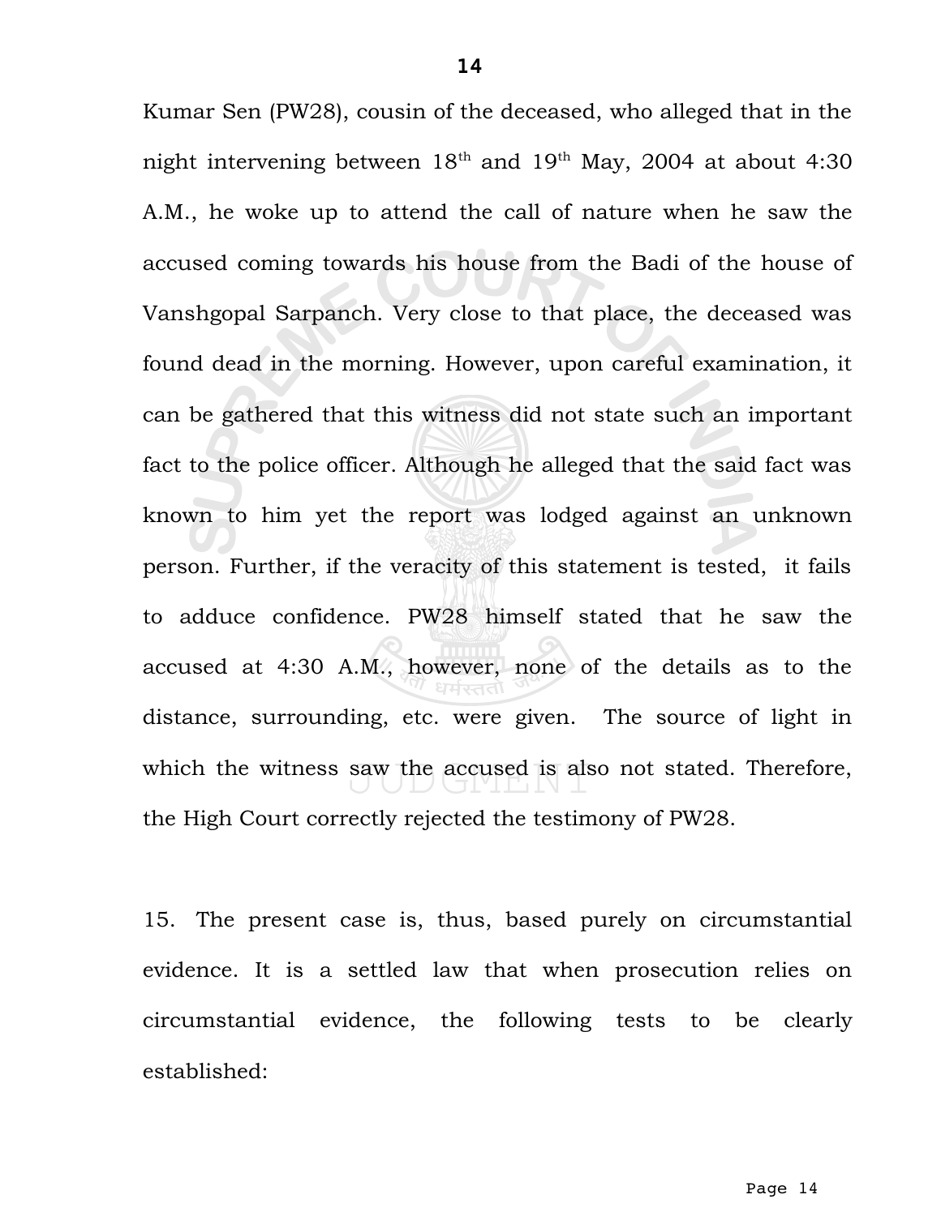Kumar Sen (PW28), cousin of the deceased, who alleged that in the night intervening between 18th and 19th May, 2004 at about 4:30 A.M., he woke up to attend the call of nature when he saw the accused coming towards his house from the Badi of the house of Vanshgopal Sarpanch. Very close to that place, the deceased was found dead in the morning. However, upon careful examination, it can be gathered that this witness did not state such an important fact to the police officer. Although he alleged that the said fact was known to him yet the report was lodged against an unknown person. Further, if the veracity of this statement is tested, it fails to adduce confidence. PW28 himself stated that he saw the accused at 4:30 A.M., however, none of the details as to the distance, surrounding, etc. were given. The source of light in which the witness saw the accused is also not stated. Therefore, the High Court correctly rejected the testimony of PW28.

15. The present case is, thus, based purely on circumstantial evidence. It is a settled law that when prosecution relies on circumstantial evidence, the following tests to be clearly established: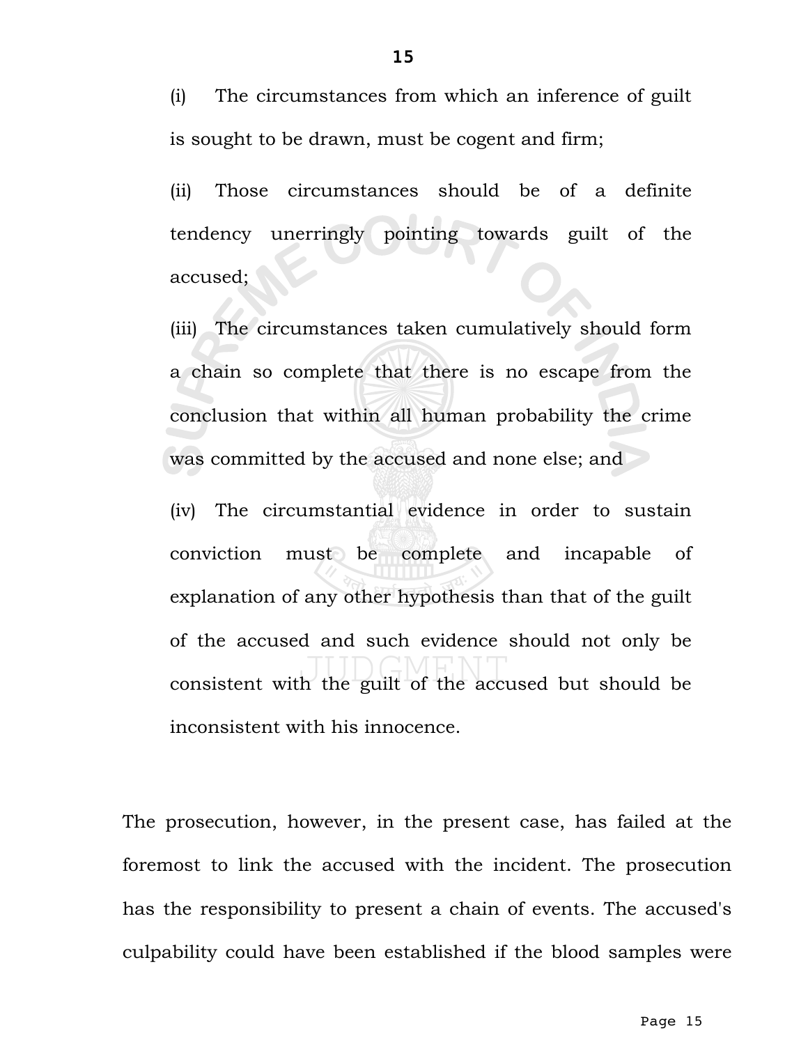(i) The circumstances from which an inference of guilt is sought to be drawn, must be cogent and firm;

(ii) Those circumstances should be of a definite tendency unerringly pointing towards guilt of the accused;

(iii) The circumstances taken cumulatively should form a chain so complete that there is no escape from the conclusion that within all human probability the crime was committed by the accused and none else; and

(iv) The circumstantial evidence in order to sustain conviction must be complete and incapable of explanation of any other hypothesis than that of the guilt of the accused and such evidence should not only be consistent with the guilt of the accused but should be inconsistent with his innocence.

The prosecution, however, in the present case, has failed at the foremost to link the accused with the incident. The prosecution has the responsibility to present a chain of events. The accused's culpability could have been established if the blood samples were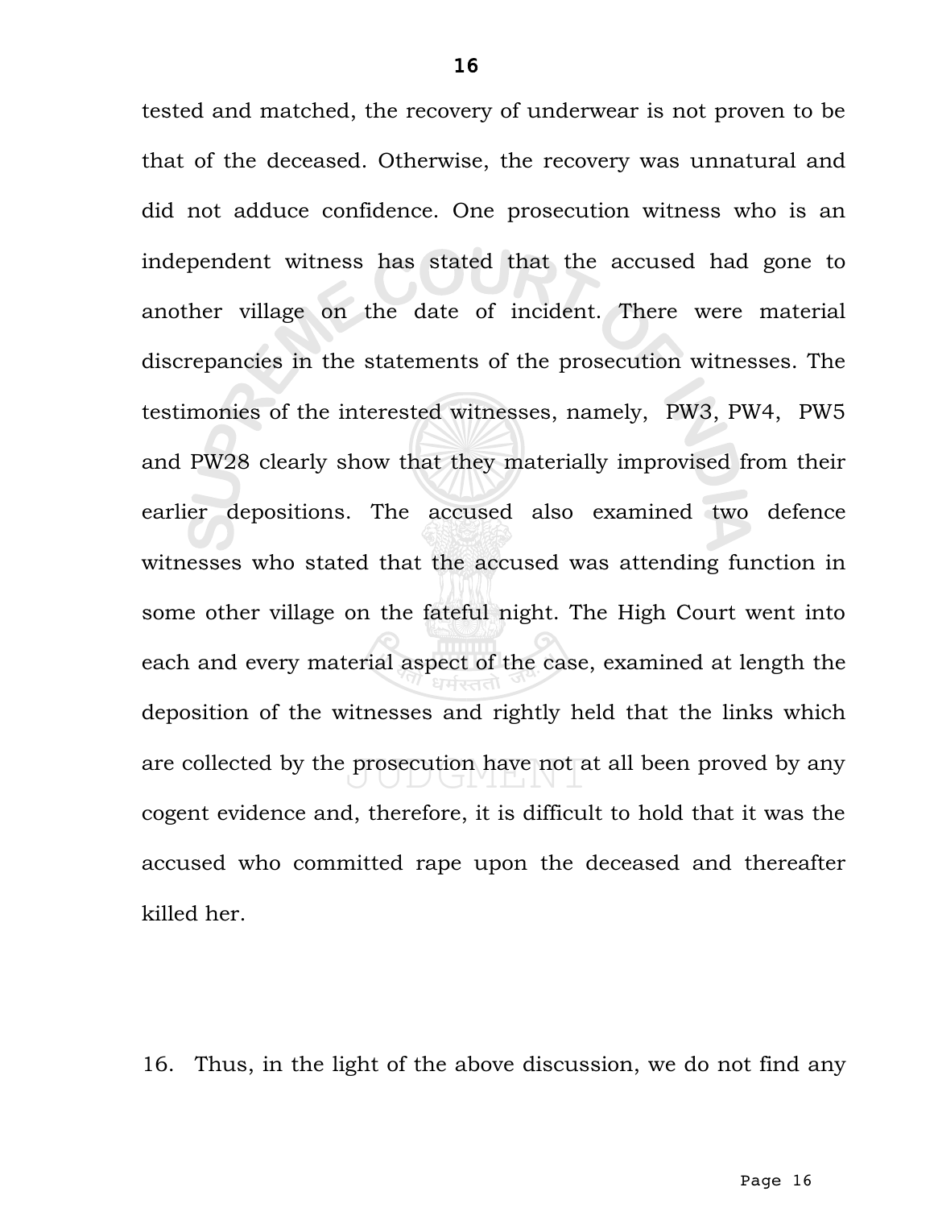tested and matched, the recovery of underwear is not proven to be that of the deceased. Otherwise, the recovery was unnatural and did not adduce confidence. One prosecution witness who is an independent witness has stated that the accused had gone to another village on the date of incident. There were material discrepancies in the statements of the prosecution witnesses. The testimonies of the interested witnesses, namely, PW3, PW4, PW5 and PW28 clearly show that they materially improvised from their earlier depositions. The accused also examined two defence witnesses who stated that the accused was attending function in some other village on the fateful night. The High Court went into each and every material aspect of the case, examined at length the deposition of the witnesses and rightly held that the links which are collected by the prosecution have not at all been proved by any cogent evidence and, therefore, it is difficult to hold that it was the accused who committed rape upon the deceased and thereafter killed her.

16. Thus, in the light of the above discussion, we do not find any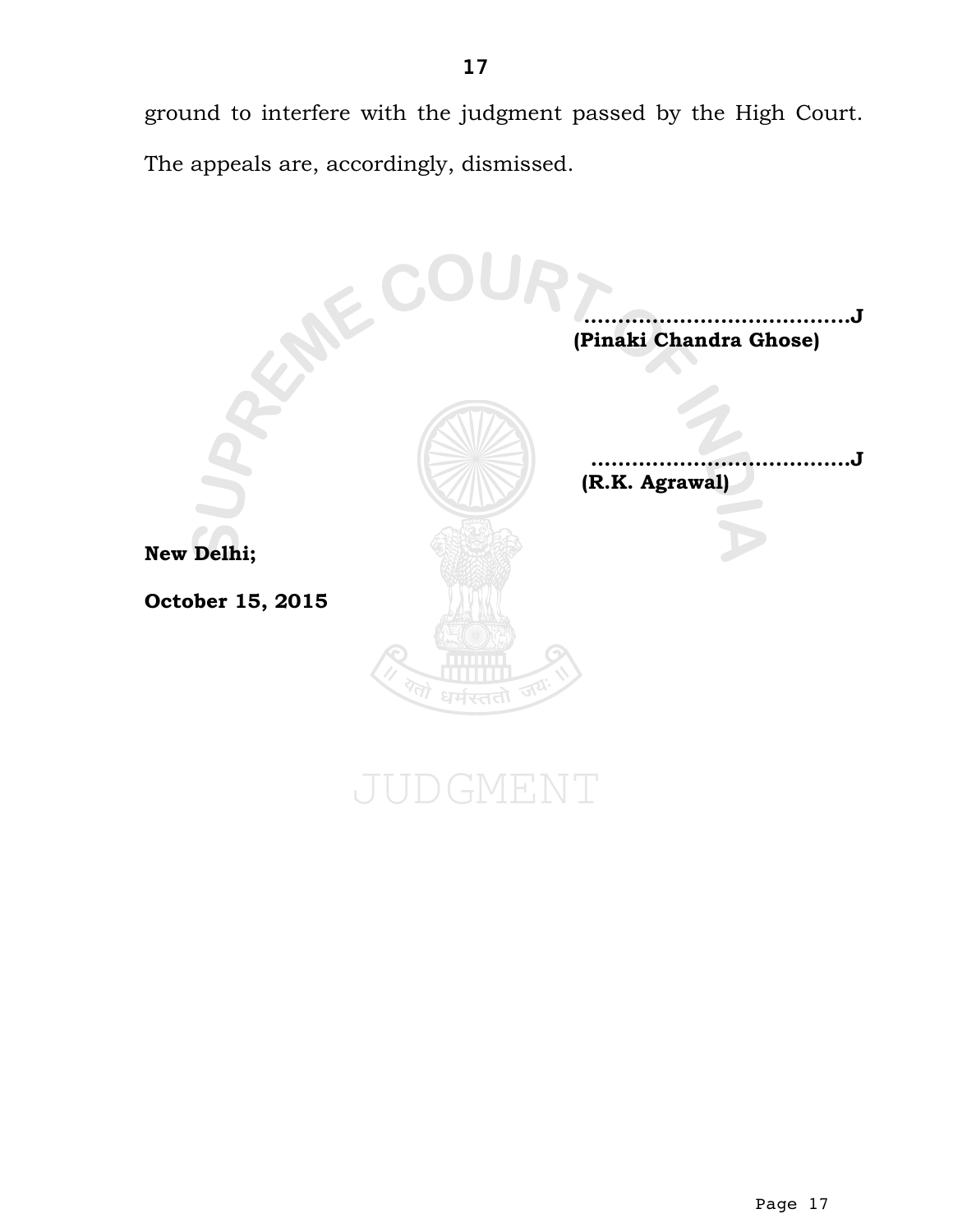ground to interfere with the judgment passed by the High Court. The appeals are, accordingly, dismissed.

**……………………………….J**
**(Pinaki Chandra Ghose)**

**……………………………….J**
**(R.K. Agrawal)**

**New Delhi;**

**October 15, 2015**